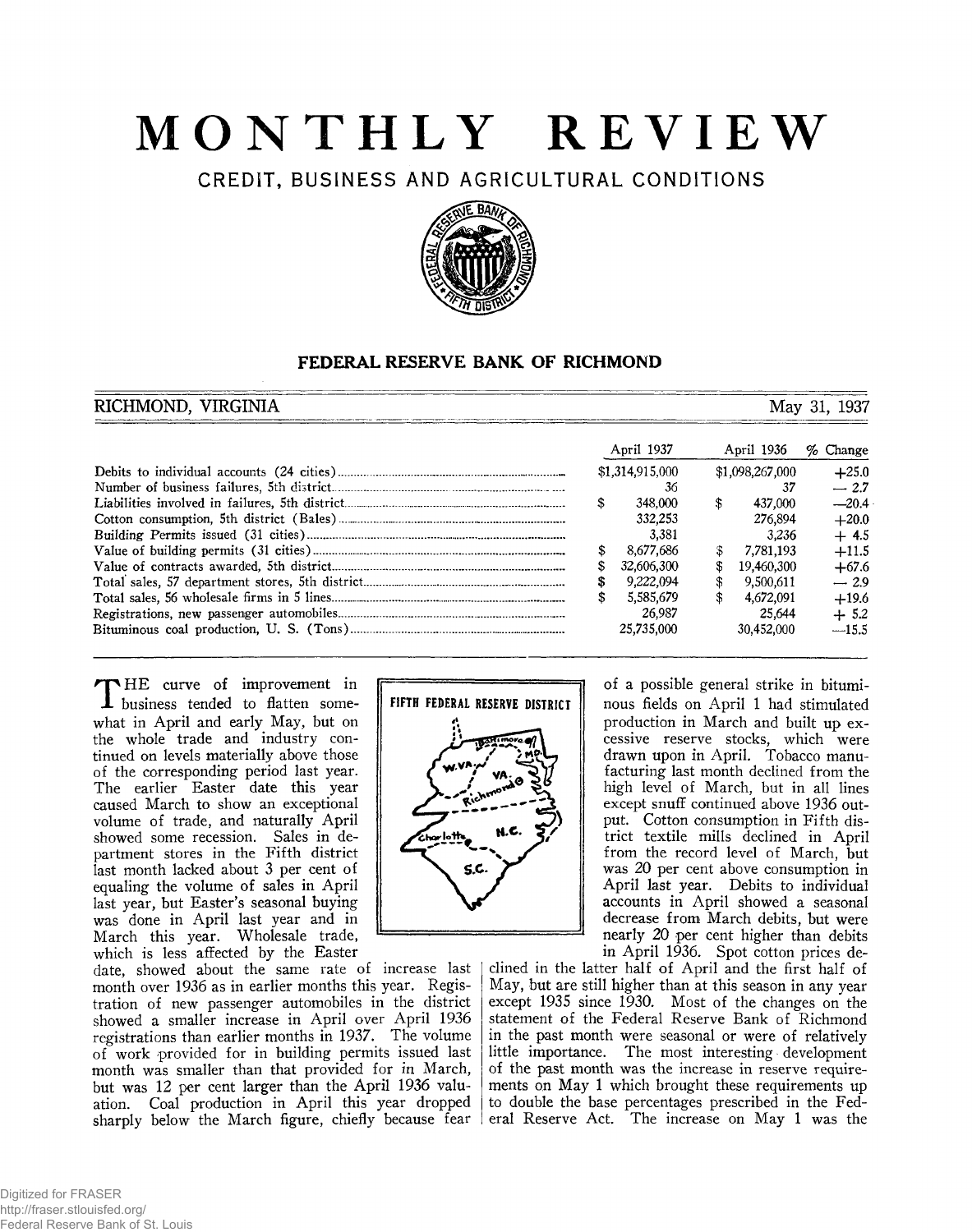# MONTHLY REVIEW

## CREDIT, BUSINESS AND AGRICULTURAL CONDITIONS

### FEDERAL RESERVE BANK OF RICHMOND

RICHMOND, VIRGINIA — May 31, 1937

| | April 1937 | April 1936 | % Change |
|---|---|---|---|
| Debits to individual accounts (24 cities) | $1,314,915,000 | $1,098,267,000 | +25.0 |
| Number of business failures, 5th district | 36 | 37 | — 2.7 |
| Liabilities involved in failures, 5th district | $ 348,000 | $ 437,000 | —20.4 |
| Cotton consumption, 5th district (Bales) | 332,253 | 276,894 | +20.0 |
| Building Permits issued (31 cities) | 3,381 | 3,236 | + 4.5 |
| Value of building permits (31 cities) | $ 8,677,686 | $ 7,781,193 | +11.5 |
| Value of contracts awarded, 5th district | $ 32,606,300 | $ 19,460,300 | +67.6 |
| Total sales, 57 department stores, 5th district | $ 9,222,094 | $ 9,500,611 | — 2.9 |
| Total sales, 56 wholesale firms in 5 lines | $ 5,585,679 | $ 4,672,091 | +19.6 |
| Registrations, new passenger automobiles | 26,987 | 25,644 | + 5.2 |
| Bituminous coal production, U. S. (Tons) | 25,735,000 | 30,452,000 | —15.5 |

FIFTH FEDERAL RESERVE DISTRICT

THE curve of improvement in business tended to flatten somewhat in April and early May, but on the whole trade and industry continued on levels materially above those of the corresponding period last year. The earlier Easter date this year caused March to show an exceptional volume of trade, and naturally April showed some recession. Sales in department stores in the Fifth district last month lacked about 3 per cent of equaling the volume of sales in April last year, but Easter's seasonal buying was done in April last year and in March this year. Wholesale trade, which is less affected by the Easter date, showed about the same rate of increase last month over 1936 as in earlier months this year. Registration of new passenger automobiles in the district showed a smaller increase in April over April 1936 registrations than earlier months in 1937. The volume of work provided for in building permits issued last month was smaller than that provided for in March, but was 12 per cent larger than the April 1936 valuation. Coal production in April this year dropped sharply below the March figure, chiefly because fear of a possible general strike in bituminous fields on April 1 had stimulated production in March and built up excessive reserve stocks, which were drawn upon in April. Tobacco manufacturing last month declined from the high level of March, but in all lines except snuff continued above 1936 output. Cotton consumption in Fifth district textile mills declined in April from the record level of March, but was 20 per cent above consumption in April last year. Debits to individual accounts in April showed a seasonal decrease from March debits, but were nearly 20 per cent higher than debits in April 1936. Spot cotton prices declined in the latter half of April and the first half of May, but are still higher than at this season in any year except 1935 since 1930. Most of the changes on the statement of the Federal Reserve Bank of Richmond in the past month were seasonal or were of relatively little importance. The most interesting development of the past month was the increase in reserve requirements on May 1 which brought these requirements up to double the base percentages prescribed in the Federal Reserve Act. The increase on May 1 was the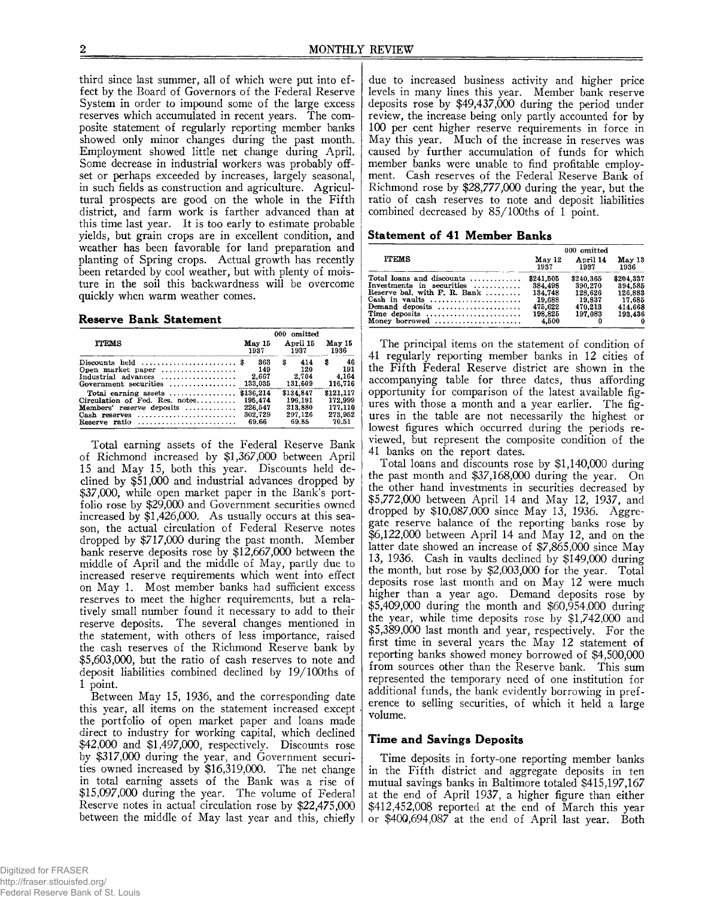third since last summer, all of which were put into effect by the Board of Governors of the Federal Reserve System in order to impound some of the large excess reserves which accumulated in recent years. The composite statement of regularly reporting member banks showed only minor changes during the past month. Employment showed little net change during April. Some decrease in industrial workers was probably offset or perhaps exceeded by increases, largely seasonal, in such fields as construction and agriculture. Agricultural prospects are good on the whole in the Fifth district, and farm work is farther advanced than at this time last year. It is too early to estimate probable yields, but grain crops are in excellent condition, and weather has been favorable for land preparation and planting of Spring crops. Actual growth has recently been retarded by cool weather, but with plenty of moisture in the soil this backwardness will be overcome quickly when warm weather comes.

## Reserve Bank Statement

| ITEMS | May 15 1937 | April 15 1937 | May 15 1936 |
|---|---|---|---|
| | 000 omitted | | |
| Discounts held | $ 363 | $ 414 | $ 46 |
| Open market paper | 149 | 120 | 191 |
| Industrial advances | 2,667 | 2,704 | 4,164 |
| Government securities | 133,035 | 131,609 | 116,716 |
| Total earning assets | $136,214 | $134,847 | $121,117 |
| Circulation of Fed. Res. notes | 195,474 | 196,191 | 172,999 |
| Members' reserve deposits | 226,547 | 213,880 | 177,110 |
| Cash reserves | 302,729 | 297,126 | 273,952 |
| Reserve ratio | 69.66 | 69.85 | 70.51 |

Total earning assets of the Federal Reserve Bank of Richmond increased by $1,367,000 between April 15 and May 15, both this year. Discounts held declined by $51,000 and industrial advances dropped by $37,000, while open market paper in the Bank's portfolio rose by $29,000 and Government securities owned increased by $1,426,000. As usually occurs at this season, the actual circulation of Federal Reserve notes dropped by $717,000 during the past month. Member bank reserve deposits rose by $12,667,000 between the middle of April and the middle of May, partly due to increased reserve requirements which went into effect on May 1. Most member banks had sufficient excess reserves to meet the higher requirements, but a relatively small number found it necessary to add to their reserve deposits. The several changes mentioned in the statement, with others of less importance, raised the cash reserves of the Richmond Reserve bank by $5,603,000, but the ratio of cash reserves to note and deposit liabilities combined declined by 19/100ths of 1 point.

Between May 15, 1936, and the corresponding date this year, all items on the statement increased except the portfolio of open market paper and loans made direct to industry for working capital, which declined $42,000 and $1,497,000, respectively. Discounts rose by $317,000 during the year, and Government securities owned increased by $16,319,000. The net change in total earning assets of the Bank was a rise of $15,097,000 during the year. The volume of Federal Reserve notes in actual circulation rose by $22,475,000 between the middle of May last year and this, chiefly due to increased business activity and higher price levels in many lines this year. Member bank reserve deposits rose by $49,437,000 during the period under review, the increase being only partly accounted for by 100 per cent higher reserve requirements in force in May this year. Much of the increase in reserves was caused by further accumulation of funds for which member banks were unable to find profitable employment. Cash reserves of the Federal Reserve Bank of Richmond rose by $28,777,000 during the year, but the ratio of cash reserves to note and deposit liabilities combined decreased by 85/100ths of 1 point.

## Statement of 41 Member Banks

| ITEMS | May 12 1937 | April 14 1937 | May 13 1936 |
|---|---|---|---|
| | 000 omitted | | |
| Total loans and discounts | $241,505 | $240,365 | $204,337 |
| Investments in securities | 384,498 | 390,270 | 394,585 |
| Reserve bal. with F. R. Bank | 134,748 | 128,626 | 126,883 |
| Cash in vaults | 19,688 | 19,837 | 17,685 |
| Demand deposits | 475,622 | 470,213 | 414,668 |
| Time deposits | 198,825 | 197,083 | 193,436 |
| Money borrowed | 4,500 | 0 | 0 |

The principal items on the statement of condition of 41 regularly reporting member banks in 12 cities of the Fifth Federal Reserve district are shown in the accompanying table for three dates, thus affording opportunity for comparison of the latest available figures with those a month and a year earlier. The figures in the table are not necessarily the highest or lowest figures which occurred during the periods reviewed, but represent the composite condition of the 41 banks on the report dates.

Total loans and discounts rose by $1,140,000 during the past month and $37,168,000 during the year. On the other hand investments in securities decreased by $5,772,000 between April 14 and May 12, 1937, and dropped by $10,087,000 since May 13, 1936. Aggregate reserve balance of the reporting banks rose by $6,122,000 between April 14 and May 12, and on the latter date showed an increase of $7,865,000 since May 13, 1936. Cash in vaults declined by $149,000 during the month, but rose by $2,003,000 for the year. Total deposits rose last month and on May 12 were much higher than a year ago. Demand deposits rose by $5,409,000 during the month and $60,954,000 during the year, while time deposits rose by $1,742,000 and $5,389,000 last month and year, respectively. For the first time in several years the May 12 statement of reporting banks showed money borrowed of $4,500,000 from sources other than the Reserve bank. This sum represented the temporary need of one institution for additional funds, the bank evidently borrowing in preference to selling securities, of which it held a large volume.

## Time and Savings Deposits

Time deposits in forty-one reporting member banks in the Fifth district and aggregate deposits in ten mutual savings banks in Baltimore totaled $415,197,167 at the end of April 1937, a higher figure than either $412,452,008 reported at the end of March this year or $400,694,087 at the end of April last year. Both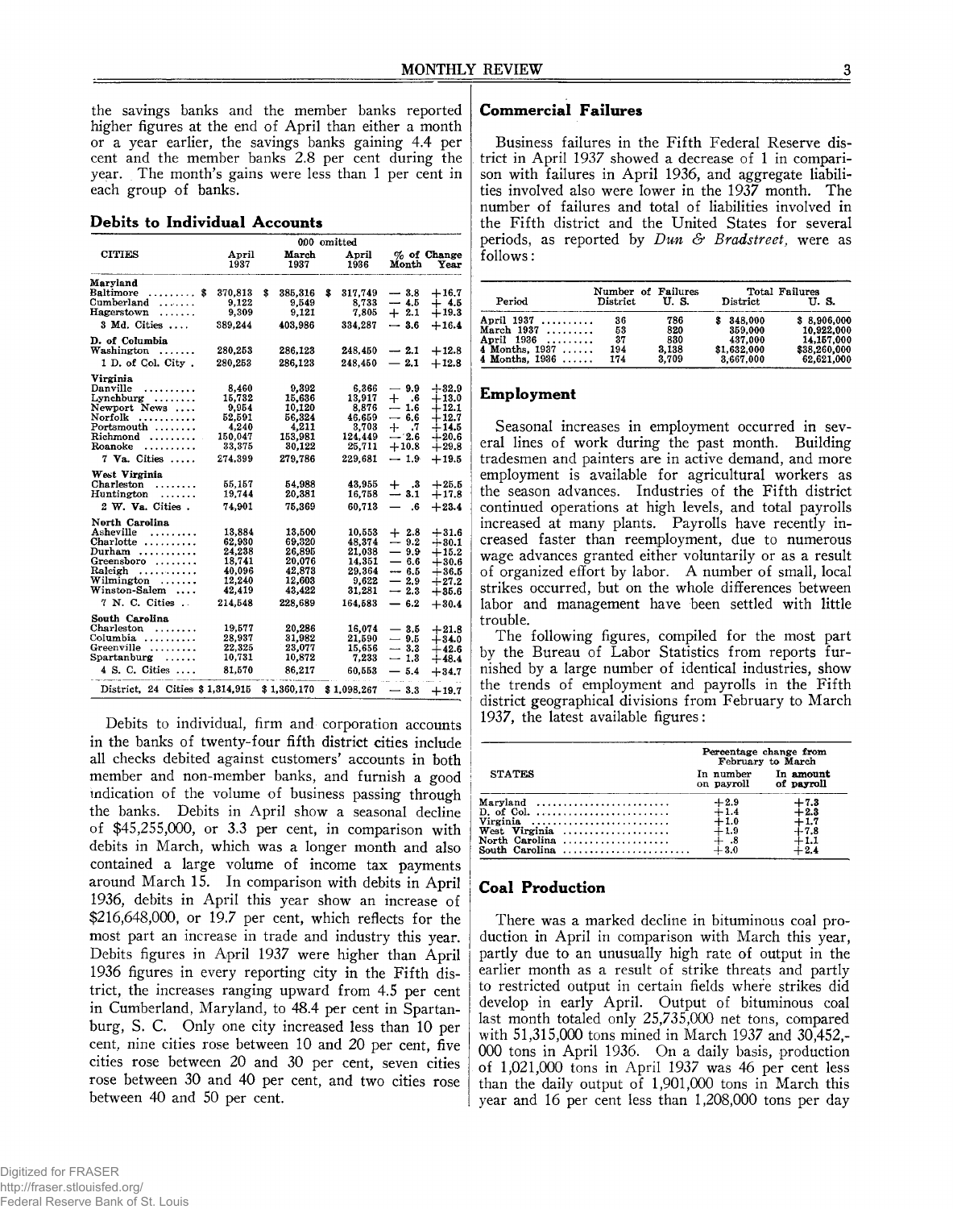the savings banks and the member banks reported higher figures at the end of April than either a month or a year earlier, the savings banks gaining 4.4 per cent and the member banks 2.8 per cent during the year. The month's gains were less than 1 per cent in each group of banks.

## Debits to Individual Accounts

| CITIES | April 1937 | March 1937 | April 1936 | % of Change Month | % of Change Year |
|---|---|---|---|---|---|
| | 000 omitted | | | | |
| **Maryland** | | | | | |
| Baltimore | $ 370,813 | $ 385,316 | $ 317,749 | — 3.8 | +16.7 |
| Cumberland | 9,122 | 9,549 | 8,733 | — 4.5 | + 4.5 |
| Hagerstown | 9,309 | 9,121 | 7,805 | + 2.1 | +19.3 |
| 3 Md. Cities | 389,244 | 403,986 | 334,287 | — 3.6 | +16.4 |
| **D. of Columbia** | | | | | |
| Washington | 280,253 | 286,123 | 248,450 | — 2.1 | +12.8 |
| 1 D. of Col. City | 280,253 | 286,123 | 248,450 | — 2.1 | +12.8 |
| **Virginia** | | | | | |
| Danville | 8,460 | 9,392 | 6,366 | — 9.9 | +32.9 |
| Lynchburg | 15,732 | 15,636 | 13,917 | + .6 | +13.0 |
| Newport News | 9,954 | 10,120 | 8,876 | — 1.6 | +12.1 |
| Norfolk | 52,591 | 56,324 | 46,659 | — 6.6 | +12.7 |
| Portsmouth | 4,240 | 4,211 | 3,703 | + .7 | +14.5 |
| Richmond | 150,047 | 153,981 | 124,449 | — 2.6 | +20.6 |
| Roanoke | 33,375 | 30,122 | 25,711 | +10.8 | +29.8 |
| 7 Va. Cities | 274,399 | 279,786 | 229,681 | — 1.9 | +19.5 |
| **West Virginia** | | | | | |
| Charleston | 55,157 | 54,988 | 43,955 | + .3 | +25.5 |
| Huntington | 19,744 | 20,381 | 16,758 | — 3.1 | +17.8 |
| 2 W. Va. Cities | 74,901 | 75,369 | 60,713 | — .6 | +23.4 |
| **North Carolina** | | | | | |
| Asheville | 13,884 | 13,500 | 10,553 | + 2.8 | +31.6 |
| Charlotte | 62,930 | 69,320 | 48,374 | — 9.2 | +30.1 |
| Durham | 24,238 | 26,895 | 21,038 | — 9.9 | +15.2 |
| Greensboro | 18,741 | 20,076 | 14,351 | — 6.6 | +30.6 |
| Raleigh | 40,096 | 42,873 | 29,364 | — 6.5 | +36.5 |
| Wilmington | 12,240 | 12,603 | 9,622 | — 2.9 | +27.2 |
| Winston-Salem | 42,419 | 43,422 | 31,281 | — 2.3 | +35.6 |
| 7 N. C. Cities | 214,548 | 228,689 | 164,583 | — 6.2 | +30.4 |
| **South Carolina** | | | | | |
| Charleston | 19,577 | 20,286 | 16,074 | — 3.5 | +21.8 |
| Columbia | 28,937 | 31,982 | 21,590 | — 9.5 | +34.0 |
| Greenville | 22,325 | 23,077 | 15,656 | — 3.3 | +42.6 |
| Spartanburg | 10,731 | 10,872 | 7,233 | — 1.3 | +48.4 |
| 4 S. C. Cities | 81,570 | 86,217 | 60,553 | — 5.4 | +34.7 |
| District, 24 Cities | $ 1,314,915 | $ 1,360,170 | $ 1,098,267 | — 3.3 | +19.7 |

Debits to individual, firm and corporation accounts in the banks of twenty-four fifth district cities include all checks debited against customers' accounts in both member and non-member banks, and furnish a good indication of the volume of business passing through the banks. Debits in April show a seasonal decline of $45,255,000, or 3.3 per cent, in comparison with debits in March, which was a longer month and also contained a large volume of income tax payments around March 15. In comparison with debits in April 1936, debits in April this year show an increase of $216,648,000, or 19.7 per cent, which reflects for the most part an increase in trade and industry this year. Debits figures in April 1937 were higher than April 1936 figures in every reporting city in the Fifth district, the increases ranging upward from 4.5 per cent in Cumberland, Maryland, to 48.4 per cent in Spartanburg, S. C. Only one city increased less than 10 per cent, nine cities rose between 10 and 20 per cent, five cities rose between 20 and 30 per cent, seven cities rose between 30 and 40 per cent, and two cities rose between 40 and 50 per cent.

## Commercial Failures

Business failures in the Fifth Federal Reserve district in April 1937 showed a decrease of 1 in comparison with failures in April 1936, and aggregate liabilities involved also were lower in the 1937 month. The number of failures and total of liabilities involved in the Fifth district and the United States for several periods, as reported by *Dun & Bradstreet,* were as follows:

| Period | Number of Failures District | Number of Failures U. S. | Total Failures District | Total Failures U. S. |
|---|---|---|---|---|
| April 1937 | 36 | 786 | $ 348,000 | $ 8,906,000 |
| March 1937 | 53 | 820 | 359,000 | 10,922,000 |
| April 1936 | 37 | 830 | 437,000 | 14,157,000 |
| 4 Months, 1937 | 194 | 3,138 | $1,632,000 | $38,260,000 |
| 4 Months, 1936 | 174 | 3,709 | 3,667,000 | 62,621,000 |

## Employment

Seasonal increases in employment occurred in several lines of work during the past month. Building tradesmen and painters are in active demand, and more employment is available for agricultural workers as the season advances. Industries of the Fifth district continued operations at high levels, and total payrolls increased at many plants. Payrolls have recently increased faster than reemployment, due to numerous wage advances granted either voluntarily or as a result of organized effort by labor. A number of small, local strikes occurred, but on the whole differences between labor and management have been settled with little trouble.

The following figures, compiled for the most part by the Bureau of Labor Statistics from reports furnished by a large number of identical industries, show the trends of employment and payrolls in the Fifth district geographical divisions from February to March 1937, the latest available figures:

| STATES | Percentage change from February to March In number on payroll | Percentage change from February to March In amount of payroll |
|---|---|---|
| Maryland | +2.9 | +7.3 |
| D. of Col. | +1.4 | +2.3 |
| Virginia | +1.0 | +1.7 |
| West Virginia | +1.9 | +7.8 |
| North Carolina | + .8 | +1.1 |
| South Carolina | +3.0 | +2.4 |

## Coal Production

There was a marked decline in bituminous coal production in April in comparison with March this year, partly due to an unusually high rate of output in the earlier month as a result of strike threats and partly to restricted output in certain fields where strikes did develop in early April. Output of bituminous coal last month totaled only 25,735,000 net tons, compared with 51,315,000 tons mined in March 1937 and 30,452,000 tons in April 1936. On a daily basis, production of 1,021,000 tons in April 1937 was 46 per cent less than the daily output of 1,901,000 tons in March this year and 16 per cent less than 1,208,000 tons per day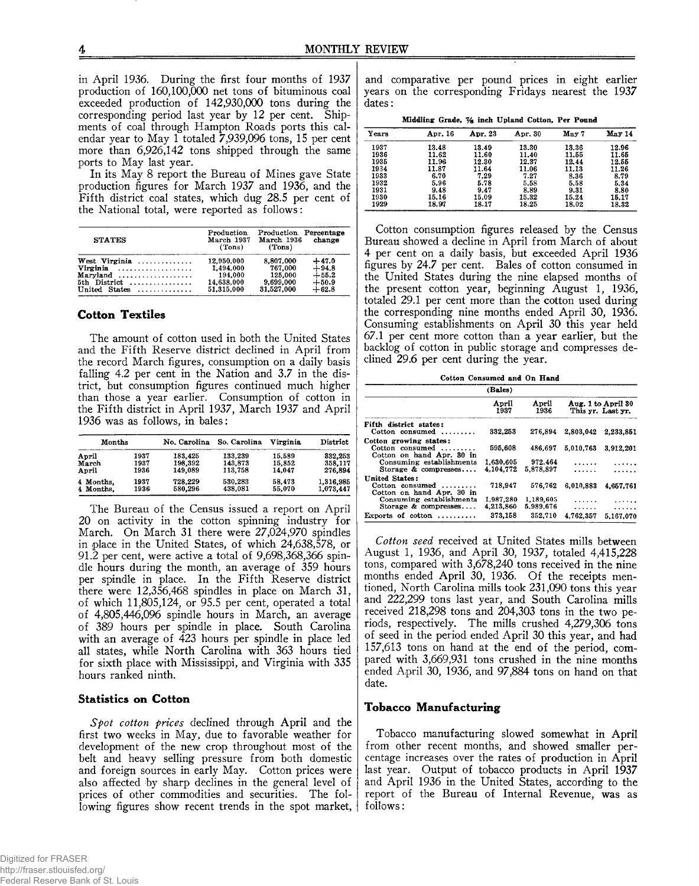in April 1936. During the first four months of 1937 production of 160,100,000 net tons of bituminous coal exceeded production of 142,930,000 tons during the corresponding period last year by 12 per cent. Shipments of coal through Hampton Roads ports this calendar year to May 1 totaled 7,939,096 tons, 15 per cent more than 6,926,142 tons shipped through the same ports to May last year.

In its May 8 report the Bureau of Mines gave State production figures for March 1937 and 1936, and the Fifth district coal states, which dug 28.5 per cent of the National total, were reported as follows:

| STATES | Production March 1937 (Tons) | Production March 1936 (Tons) | Percentage change |
|---|---|---|---|
| West Virginia | 12,950,000 | 8,807,000 | +47.0 |
| Virginia | 1,494,000 | 767,000 | +94.8 |
| Maryland | 194,000 | 125,000 | +55.2 |
| 5th District | 14,638,000 | 9,699,000 | +50.9 |
| United States | 51,315,000 | 31,527,000 | +62.8 |

## Cotton Textiles

The amount of cotton used in both the United States and the Fifth Reserve district declined in April from the record March figures, consumption on a daily basis falling 4.2 per cent in the Nation and 3.7 in the district, but consumption figures continued much higher than those a year earlier. Consumption of cotton in the Fifth district in April 1937, March 1937 and April 1936 was as follows, in bales:

| Months | | No. Carolina | So. Carolina | Virginia | District |
|---|---|---|---|---|---|
| April | 1937 | 183,425 | 133,239 | 15,589 | 332,253 |
| March | 1937 | 198,392 | 143,873 | 15,852 | 358,117 |
| April | 1936 | 149,089 | 113,758 | 14,047 | 276,894 |
| 4 Months, | 1937 | 728,229 | 530,283 | 58,473 | 1,316,985 |
| 4 Months, | 1936 | 580,296 | 438,081 | 55,070 | 1,073,447 |

The Bureau of the Census issued a report on April 20 on activity in the cotton spinning industry for March. On March 31 there were 27,024,970 spindles in place in the United States, of which 24,638,578, or 91.2 per cent, were active a total of 9,698,368,366 spindle hours during the month, an average of 359 hours per spindle in place. In the Fifth Reserve district there were 12,356,468 spindles in place on March 31, of which 11,805,124, or 95.5 per cent, operated a total of 4,805,446,096 spindle hours in March, an average of 389 hours per spindle in place. South Carolina with an average of 423 hours per spindle in place led all states, while North Carolina with 363 hours tied for sixth place with Mississippi, and Virginia with 335 hours ranked ninth.

## Statistics on Cotton

*Spot cotton prices* declined through April and the first two weeks in May, due to favorable weather for development of the new crop throughout most of the belt and heavy selling pressure from both domestic and foreign sources in early May. Cotton prices were also affected by sharp declines in the general level of prices of other commodities and securities. The following figures show recent trends in the spot market, and comparative per pound prices in eight earlier years on the corresponding Fridays nearest the 1937 dates:

**Middling Grade, 7/8 inch Upland Cotton, Per Pound**

| Years | Apr. 16 | Apr. 23 | Apr. 30 | May 7 | May 14 |
|---|---|---|---|---|---|
| 1937 | 13.48 | 13.49 | 13.30 | 13.36 | 12.96 |
| 1936 | 11.62 | 11.60 | 11.40 | 11.55 | 11.65 |
| 1935 | 11.96 | 12.30 | 12.37 | 12.44 | 12.55 |
| 1934 | 11.87 | 11.64 | 11.06 | 11.13 | 11.26 |
| 1933 | 6.70 | 7.29 | 7.27 | 8.36 | 8.79 |
| 1932 | 5.96 | 5.78 | 5.58 | 5.58 | 5.34 |
| 1931 | 9.48 | 9.47 | 8.89 | 9.31 | 8.80 |
| 1930 | 15.16 | 15.09 | 15.32 | 15.24 | 15.17 |
| 1929 | 18.97 | 18.17 | 18.25 | 18.02 | 18.32 |

Cotton consumption figures released by the Census Bureau showed a decline in April from March of about 4 per cent on a daily basis, but exceeded April 1936 figures by 24.7 per cent. Bales of cotton consumed in the United States during the nine elapsed months of the present cotton year, beginning August 1, 1936, totaled 29.1 per cent more than the cotton used during the corresponding nine months ended April 30, 1936. Consuming establishments on April 30 this year held 67.1 per cent more cotton than a year earlier, but the backlog of cotton in public storage and compresses declined 29.6 per cent during the year.

**Cotton Consumed and On Hand**

(Bales)

| | April 1937 | April 1936 | Aug. 1 to April 30 This yr. | Aug. 1 to April 30 Last yr. |
|---|---|---|---|---|
| **Fifth district states:** | | | | |
| Cotton consumed | 332,253 | 276,894 | 2,803,042 | 2,233,851 |
| **Cotton growing states:** | | | | |
| Cotton consumed | 595,608 | 486,697 | 5,010,763 | 3,912,201 |
| Cotton on hand Apr. 30 in | | | | |
| Consuming establishments | 1,630,605 | 972,464 | ...... | ...... |
| Storage & compresses | 4,104,772 | 5,878,897 | ...... | ...... |
| **United States:** | | | | |
| Cotton consumed | 718,947 | 576,762 | 6,010,883 | 4,657,761 |
| Cotton on hand Apr. 30 in | | | | |
| Consuming establishments | 1,987,280 | 1,189,605 | ...... | ...... |
| Storage & compresses | 4,213,860 | 5,989,676 | ...... | ...... |
| Exports of cotton | 373,158 | 352,710 | 4,762,357 | 5,167,070 |

*Cotton seed* received at United States mills between August 1, 1936, and April 30, 1937, totaled 4,415,228 tons, compared with 3,678,240 tons received in the nine months ended April 30, 1936. Of the receipts mentioned, North Carolina mills took 231,090 tons this year and 222,299 tons last year, and South Carolina mills received 218,298 tons and 204,303 tons in the two periods, respectively. The mills crushed 4,279,306 tons of seed in the period ended April 30 this year, and had 157,613 tons on hand at the end of the period, compared with 3,669,931 tons crushed in the nine months ended April 30, 1936, and 97,884 tons on hand on that date.

## Tobacco Manufacturing

Tobacco manufacturing slowed somewhat in April from other recent months, and showed smaller percentage increases over the rates of production in April last year. Output of tobacco products in April 1937 and April 1936 in the United States, according to the report of the Bureau of Internal Revenue, was as follows: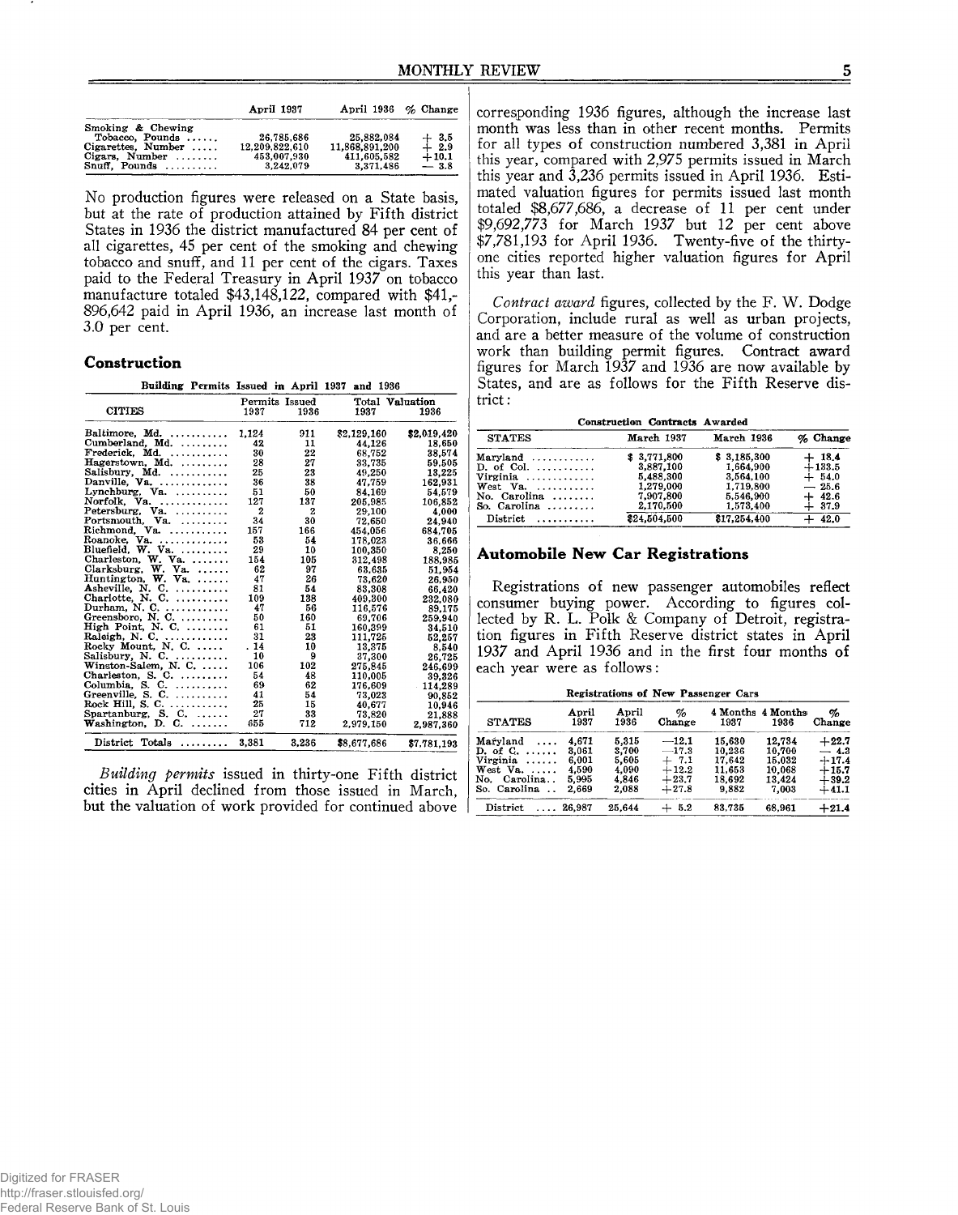| | April 1937 | April 1936 | % Change |
|---|---|---|---|
| Smoking & Chewing Tobacco, Pounds | 26,785,686 | 25,882,084 | + 3.5 |
| Cigarettes, Number | 12,209,822,610 | 11,868,891,200 | + 2.9 |
| Cigars, Number | 453,007,930 | 411,605,582 | +10.1 |
| Snuff, Pounds | 3,242,079 | 3,371,486 | — 3.8 |

No production figures were released on a State basis, but at the rate of production attained by Fifth district States in 1936 the district manufactured 84 per cent of all cigarettes, 45 per cent of the smoking and chewing tobacco and snuff, and 11 per cent of the cigars. Taxes paid to the Federal Treasury in April 1937 on tobacco manufacture totaled $43,148,122, compared with $41,896,642 paid in April 1936, an increase last month of 3.0 per cent.

## Construction

Building Permits Issued in April 1937 and 1936

| CITIES | Permits Issued 1937 | Permits Issued 1936 | Total Valuation 1937 | Total Valuation 1936 |
|---|---|---|---|---|
| Baltimore, Md. | 1,124 | 911 | $2,129,160 | $2,019,420 |
| Cumberland, Md. | 42 | 11 | 44,126 | 18,650 |
| Frederick, Md. | 30 | 22 | 68,752 | 38,574 |
| Hagerstown, Md. | 28 | 27 | 33,735 | 59,505 |
| Salisbury, Md. | 25 | 23 | 49,250 | 13,225 |
| Danville, Va. | 36 | 38 | 47,759 | 162,931 |
| Lynchburg, Va. | 51 | 50 | 84,169 | 54,579 |
| Norfolk, Va. | 127 | 137 | 205,985 | 106,852 |
| Petersburg, Va. | 2 | 2 | 29,100 | 4,000 |
| Portsmouth, Va. | 34 | 30 | 72,650 | 24,940 |
| Richmond, Va. | 157 | 166 | 454,056 | 684,705 |
| Roanoke, Va. | 53 | 54 | 178,023 | 36,666 |
| Bluefield, W. Va. | 29 | 10 | 100,350 | 8,250 |
| Charleston, W. Va. | 154 | 105 | 312,498 | 188,985 |
| Clarksburg, W. Va. | 62 | 97 | 63,635 | 51,954 |
| Huntington, W. Va. | 47 | 26 | 73,620 | 26,950 |
| Asheville, N. C. | 81 | 54 | 83,308 | 66,420 |
| Charlotte, N. C. | 109 | 138 | 409,300 | 232,080 |
| Durham, N. C. | 47 | 56 | 116,576 | 89,175 |
| Greensboro, N. C. | 50 | 160 | 69,706 | 259,940 |
| High Point, N. C. | 61 | 51 | 160,399 | 34,510 |
| Raleigh, N. C. | 31 | 23 | 111,725 | 52,257 |
| Rocky Mount, N. C. | 14 | 10 | 13,375 | 8,540 |
| Salisbury, N. C. | 10 | 9 | 37,300 | 26,725 |
| Winston-Salem, N. C. | 106 | 102 | 275,845 | 246,699 |
| Charleston, S. C. | 54 | 48 | 110,005 | 39,326 |
| Columbia, S. C. | 69 | 62 | 176,609 | 114,289 |
| Greenville, S. C. | 41 | 54 | 73,023 | 90,852 |
| Rock Hill, S. C. | 25 | 15 | 40,677 | 10,946 |
| Spartanburg, S. C. | 27 | 33 | 73,820 | 21,888 |
| Washington, D. C. | 655 | 712 | 2,979,150 | 2,987,360 |
| District Totals | 3,381 | 3,236 | $8,677,686 | $7,781,193 |

*Building permits* issued in thirty-one Fifth district cities in April declined from those issued in March, but the valuation of work provided for continued above corresponding 1936 figures, although the increase last month was less than in other recent months. Permits for all types of construction numbered 3,381 in April this year, compared with 2,975 permits issued in March this year and 3,236 permits issued in April 1936. Estimated valuation figures for permits issued last month totaled $8,677,686, a decrease of 11 per cent under $9,692,773 for March 1937 but 12 per cent above $7,781,193 for April 1936. Twenty-five of the thirty-one cities reported higher valuation figures for April this year than last.

*Contract award* figures, collected by the F. W. Dodge Corporation, include rural as well as urban projects, and are a better measure of the volume of construction work than building permit figures. Contract award figures for March 1937 and 1936 are now available by States, and are as follows for the Fifth Reserve district:

Construction Contracts Awarded

| STATES | March 1937 | March 1936 | % Change |
|---|---|---|---|
| Maryland | $ 3,771,800 | $ 3,185,300 | + 18.4 |
| D. of Col. | 3,887,100 | 1,664,900 | +133.5 |
| Virginia | 5,488,300 | 3,564,100 | + 54.0 |
| West Va. | 1,279,000 | 1,719,800 | — 25.6 |
| No. Carolina | 7,907,800 | 5,546,900 | + 42.6 |
| So. Carolina | 2,170,500 | 1,573,400 | + 37.9 |
| District | $24,504,500 | $17,254,400 | + 42.0 |

## Automobile New Car Registrations

Registrations of new passenger automobiles reflect consumer buying power. According to figures collected by R. L. Polk & Company of Detroit, registration figures in Fifth Reserve district states in April 1937 and April 1936 and in the first four months of each year were as follows:

Registrations of New Passenger Cars

| STATES | April 1937 | April 1936 | % Change | 4 Months 1937 | 4 Months 1936 | % Change |
|---|---|---|---|---|---|---|
| Maryland | 4,671 | 5,315 | —12.1 | 15,630 | 12,734 | +22.7 |
| D. of C. | 3,061 | 3,700 | —17.3 | 10,236 | 10,700 | — 4.3 |
| Virginia | 6,001 | 5,605 | + 7.1 | 17,642 | 15,032 | +17.4 |
| West Va. | 4,590 | 4,090 | +12.2 | 11,653 | 10,068 | +15.7 |
| No. Carolina | 5,995 | 4,846 | +23.7 | 18,692 | 13,424 | +39.2 |
| So. Carolina | 2,669 | 2,088 | +27.8 | 9,882 | 7,003 | +41.1 |
| District | 26,987 | 25,644 | + 5.2 | 83,735 | 68,961 | +21.4 |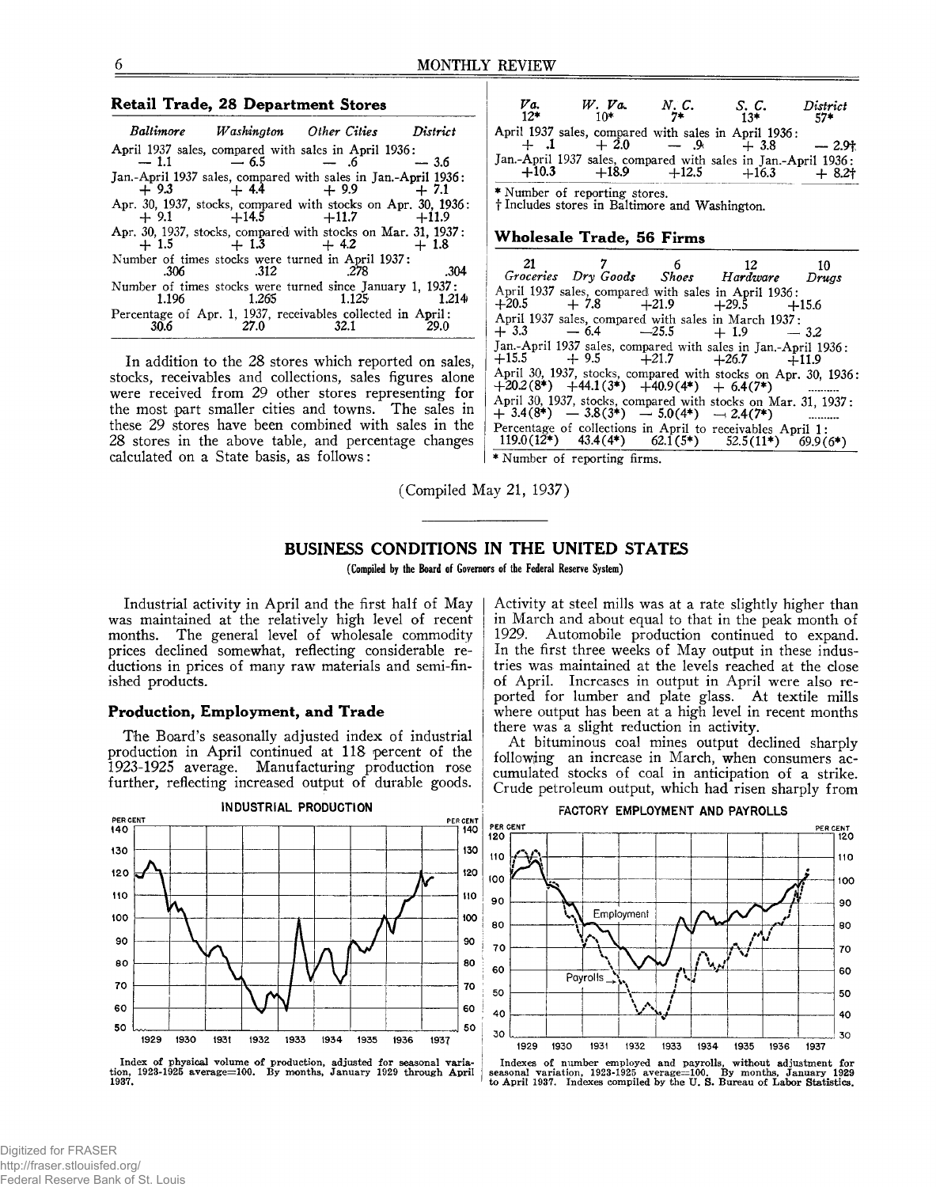### Retail Trade, 28 Department Stores

| | Baltimore | Washington | Other Cities | District |
|---|---|---|---|---|
| April 1937 sales, compared with sales in April 1936: | — 1.1 | — 6.5 | — .6 | — 3.6 |
| Jan.-April 1937 sales, compared with sales in Jan.-April 1936: | + 9.3 | + 4.4 | + 9.9 | + 7.1 |
| Apr. 30, 1937, stocks, compared with stocks on Apr. 30, 1936: | + 9.1 | +14.5 | +11.7 | +11.9 |
| Apr. 30, 1937, stocks, compared with stocks on Mar. 31, 1937: | + 1.5 | + 1.3 | + 4.2 | + 1.8 |
| Number of times stocks were turned in April 1937: | .306 | .312 | .278 | .304 |
| Number of times stocks were turned since January 1, 1937: | 1.196 | 1.265 | 1.125 | 1.214 |
| Percentage of Apr. 1, 1937, receivables collected in April: | 30.6 | 27.0 | 32.1 | 29.0 |

In addition to the 28 stores which reported on sales, stocks, receivables and collections, sales figures alone were received from 29 other stores representing for the most part smaller cities and towns. The sales in these 29 stores have been combined with sales in the 28 stores in the above table, and percentage changes calculated on a State basis, as follows:

| | Va. 12* | W. Va. 10* | N. C. 7* | S. C. 13* | District 57* |
|---|---|---|---|---|---|
| April 1937 sales, compared with sales in April 1936: | + .1 | + 2.0 | — .9 | + 3.8 | — 2.9† |
| Jan.-April 1937 sales, compared with sales in Jan.-April 1936: | +10.3 | +18.9 | +12.5 | +16.3 | + 8.2† |

\* Number of reporting stores.
† Includes stores in Baltimore and Washington.

### Wholesale Trade, 56 Firms

| | 21 Groceries | 7 Dry Goods | 6 Shoes | 12 Hardware | 10 Drugs |
|---|---|---|---|---|---|
| April 1937 sales, compared with sales in April 1936: | +20.5 | + 7.8 | +21.9 | +29.5 | +15.6 |
| April 1937 sales, compared with sales in March 1937: | + 3.3 | — 6.4 | —25.5 | + 1.9 | — 3.2 |
| Jan.-April 1937 sales, compared with sales in Jan.-April 1936: | +15.5 | + 9.5 | +21.7 | +26.7 | +11.9 |
| April 30, 1937, stocks, compared with stocks on Apr. 30, 1936: | +20.2(8*) | +44.1(3*) | +40.9(4*) | + 6.4(7*) | .......... |
| April 30, 1937, stocks, compared with stocks on Mar. 31, 1937: | + 3.4(8*) | — 3.8(3*) | — 5.0(4*) | — 2.4(7*) | .......... |
| Percentage of collections in April to receivables April 1: | 119.0(12*) | 43.4(4*) | 62.1(5*) | 52.5(11*) | 69.9(6*) |

\* Number of reporting firms.

(Compiled May 21, 1937)

## BUSINESS CONDITIONS IN THE UNITED STATES

(Compiled by the Board of Governors of the Federal Reserve System)

Industrial activity in April and the first half of May was maintained at the relatively high level of recent months. The general level of wholesale commodity prices declined somewhat, reflecting considerable reductions in prices of many raw materials and semi-finished products.

### Production, Employment, and Trade

The Board's seasonally adjusted index of industrial production in April continued at 118 percent of the 1923-1925 average. Manufacturing production rose further, reflecting increased output of durable goods. Activity at steel mills was at a rate slightly higher than in March and about equal to that in the peak month of 1929. Automobile production continued to expand. In the first three weeks of May output in these industries was maintained at the levels reached at the close of April. Increases in output in April were also reported for lumber and plate glass. At textile mills where output has been at a high level in recent months there was a slight reduction in activity.

At bituminous coal mines output declined sharply following an increase in March, when consumers accumulated stocks of coal in anticipation of a strike. Crude petroleum output, which had risen sharply from

INDUSTRIAL PRODUCTION

Index of physical volume of production, adjusted for seasonal variation, 1923-1925 average=100. By months, January 1929 through April 1937.

FACTORY EMPLOYMENT AND PAYROLLS

Indexes of number employed and payrolls, without adjustment for seasonal variation, 1923-1925 average=100. By months, January 1929 to April 1937. Indexes compiled by the U. S. Bureau of Labor Statistics.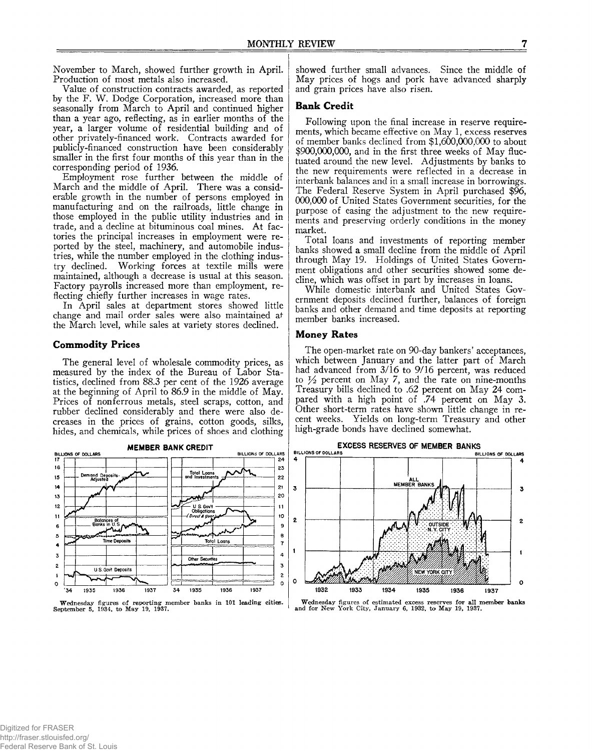November to March, showed further growth in April. Production of most metals also increased.

Value of construction contracts awarded, as reported by the F. W. Dodge Corporation, increased more than seasonally from March to April and continued higher than a year ago, reflecting, as in earlier months of the year, a larger volume of residential building and of other privately-financed work. Contracts awarded for publicly-financed construction have been considerably smaller in the first four months of this year than in the corresponding period of 1936.

Employment rose further between the middle of March and the middle of April. There was a considerable growth in the number of persons employed in manufacturing and on the railroads, little change in those employed in the public utility industries and in trade, and a decline at bituminous coal mines. At factories the principal increases in employment were reported by the steel, machinery, and automobile industries, while the number employed in the clothing industry declined. Working forces at textile mills were maintained, although a decrease is usual at this season. Factory payrolls increased more than employment, reflecting chiefly further increases in wage rates.

In April sales at department stores showed little change and mail order sales were also maintained at the March level, while sales at variety stores declined.

## Commodity Prices

The general level of wholesale commodity prices, as measured by the index of the Bureau of Labor Statistics, declined from 88.3 per cent of the 1926 average at the beginning of April to 86.9 in the middle of May. Prices of nonferrous metals, steel scraps, cotton, and rubber declined considerably and there were also decreases in the prices of grains, cotton goods, silks, hides, and chemicals, while prices of shoes and clothing showed further small advances. Since the middle of May prices of hogs and pork have advanced sharply and grain prices have also risen.

## Bank Credit

Following upon the final increase in reserve requirements, which became effective on May 1, excess reserves of member banks declined from $1,600,000,000 to about $900,000,000, and in the first three weeks of May fluctuated around the new level. Adjustments by banks to the new requirements were reflected in a decrease in interbank balances and in a small increase in borrowings. The Federal Reserve System in April purchased $96,000,000 of United States Government securities, for the purpose of easing the adjustment to the new requirements and preserving orderly conditions in the money market.

Total loans and investments of reporting member banks showed a small decline from the middle of April through May 19. Holdings of United States Government obligations and other securities showed some decline, which was offset in part by increases in loans.

While domestic interbank and United States Government deposits declined further, balances of foreign banks and other demand and time deposits at reporting member banks increased.

## Money Rates

The open-market rate on 90-day bankers' acceptances, which between January and the latter part of March had advanced from 3/16 to 9/16 percent, was reduced to ½ percent on May 7, and the rate on nine-months Treasury bills declined to .62 percent on May 24 compared with a high point of .74 percent on May 3. Other short-term rates have shown little change in recent weeks. Yields on long-term Treasury and other high-grade bonds have declined somewhat.

MEMBER BANK CREDIT

BILLIONS OF DOLLARS

Demand Deposits-Adjusted

Balances of Banks in U.S.

Time Deposits

U.S. Gov't Deposits

Total Loans and Investments

U.S. Gov't Obligations (Direct & guar.)

Total Loans

Other Securities

'34 1935 1936 1937

Wednesday figures of reporting member banks in 101 leading cities. September 5, 1934, to May 19, 1937.

EXCESS RESERVES OF MEMBER BANKS

BILLIONS OF DOLLARS

ALL MEMBER BANKS

OUTSIDE N.Y. CITY

NEW YORK CITY

1932 1933 1934 1935 1936 1937

Wednesday figures of estimated excess reserves for all member banks and for New York City, January 6, 1932, to May 19, 1937.